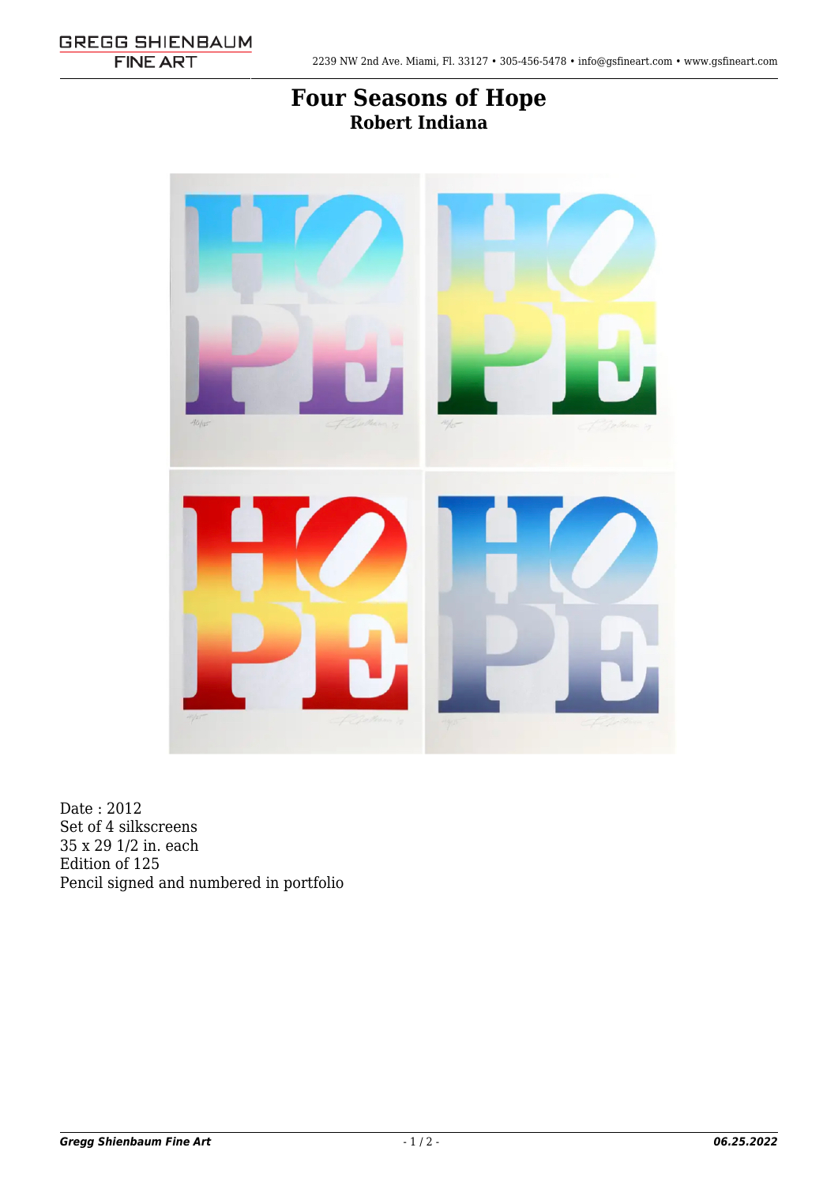# Four Seasons of Hope

## Robert Indiana

Date : 2012
Set of 4 silkscreens
35 x 29 1/2 in. each
Edition of 125
Pencil signed and numbered in portfolio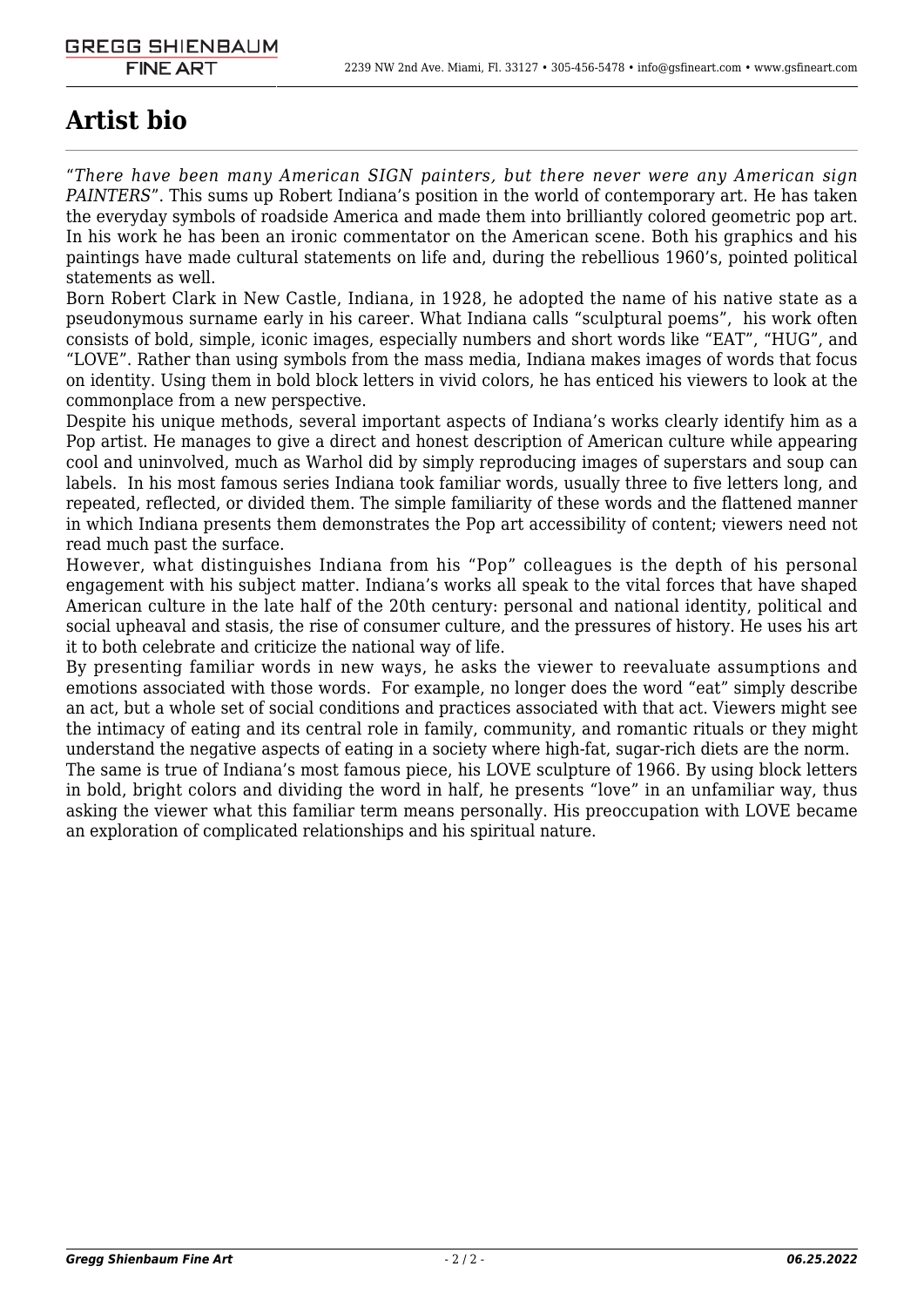# Artist bio

"*There have been many American SIGN painters, but there never were any American sign PAINTERS*". This sums up Robert Indiana's position in the world of contemporary art. He has taken the everyday symbols of roadside America and made them into brilliantly colored geometric pop art. In his work he has been an ironic commentator on the American scene. Both his graphics and his paintings have made cultural statements on life and, during the rebellious 1960's, pointed political statements as well.

Born Robert Clark in New Castle, Indiana, in 1928, he adopted the name of his native state as a pseudonymous surname early in his career. What Indiana calls "sculptural poems", his work often consists of bold, simple, iconic images, especially numbers and short words like "EAT", "HUG", and "LOVE". Rather than using symbols from the mass media, Indiana makes images of words that focus on identity. Using them in bold block letters in vivid colors, he has enticed his viewers to look at the commonplace from a new perspective.

Despite his unique methods, several important aspects of Indiana's works clearly identify him as a Pop artist. He manages to give a direct and honest description of American culture while appearing cool and uninvolved, much as Warhol did by simply reproducing images of superstars and soup can labels. In his most famous series Indiana took familiar words, usually three to five letters long, and repeated, reflected, or divided them. The simple familiarity of these words and the flattened manner in which Indiana presents them demonstrates the Pop art accessibility of content; viewers need not read much past the surface.

However, what distinguishes Indiana from his "Pop" colleagues is the depth of his personal engagement with his subject matter. Indiana's works all speak to the vital forces that have shaped American culture in the late half of the 20th century: personal and national identity, political and social upheaval and stasis, the rise of consumer culture, and the pressures of history. He uses his art it to both celebrate and criticize the national way of life.

By presenting familiar words in new ways, he asks the viewer to reevaluate assumptions and emotions associated with those words. For example, no longer does the word "eat" simply describe an act, but a whole set of social conditions and practices associated with that act. Viewers might see the intimacy of eating and its central role in family, community, and romantic rituals or they might understand the negative aspects of eating in a society where high-fat, sugar-rich diets are the norm.

The same is true of Indiana's most famous piece, his LOVE sculpture of 1966. By using block letters in bold, bright colors and dividing the word in half, he presents "love" in an unfamiliar way, thus asking the viewer what this familiar term means personally. His preoccupation with LOVE became an exploration of complicated relationships and his spiritual nature.